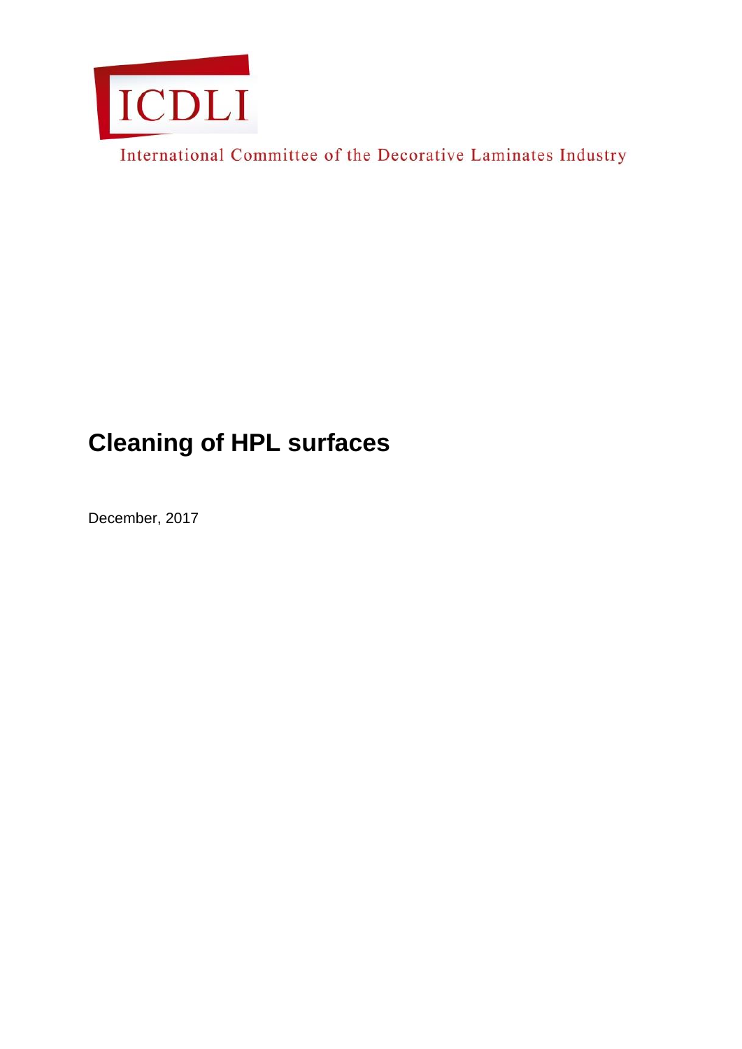ICDLI

International Committee of the Decorative Laminates Industry

# Cleaning of HPL surfaces

December, 2017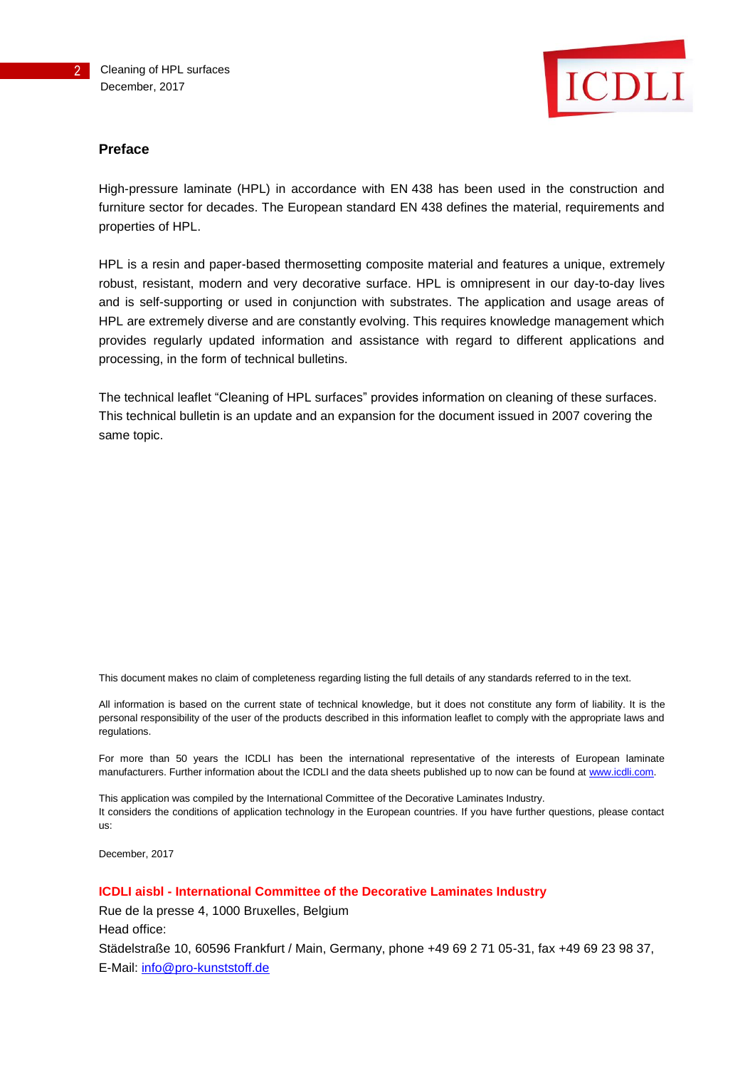## Preface

High-pressure laminate (HPL) in accordance with EN 438 has been used in the construction and furniture sector for decades. The European standard EN 438 defines the material, requirements and properties of HPL.

HPL is a resin and paper-based thermosetting composite material and features a unique, extremely robust, resistant, modern and very decorative surface. HPL is omnipresent in our day-to-day lives and is self-supporting or used in conjunction with substrates. The application and usage areas of HPL are extremely diverse and are constantly evolving. This requires knowledge management which provides regularly updated information and assistance with regard to different applications and processing, in the form of technical bulletins.

The technical leaflet "Cleaning of HPL surfaces" provides information on cleaning of these surfaces. This technical bulletin is an update and an expansion for the document issued in 2007 covering the same topic.

This document makes no claim of completeness regarding listing the full details of any standards referred to in the text.

All information is based on the current state of technical knowledge, but it does not constitute any form of liability. It is the personal responsibility of the user of the products described in this information leaflet to comply with the appropriate laws and regulations.

For more than 50 years the ICDLI has been the international representative of the interests of European laminate manufacturers. Further information about the ICDLI and the data sheets published up to now can be found at www.icdli.com.

This application was compiled by the International Committee of the Decorative Laminates Industry.
It considers the conditions of application technology in the European countries. If you have further questions, please contact us:

December, 2017

**ICDLI aisbl - International Committee of the Decorative Laminates Industry**
Rue de la presse 4, 1000 Bruxelles, Belgium
Head office:
Städelstraße 10, 60596 Frankfurt / Main, Germany, phone +49 69 2 71 05-31, fax +49 69 23 98 37,
E-Mail: info@pro-kunststoff.de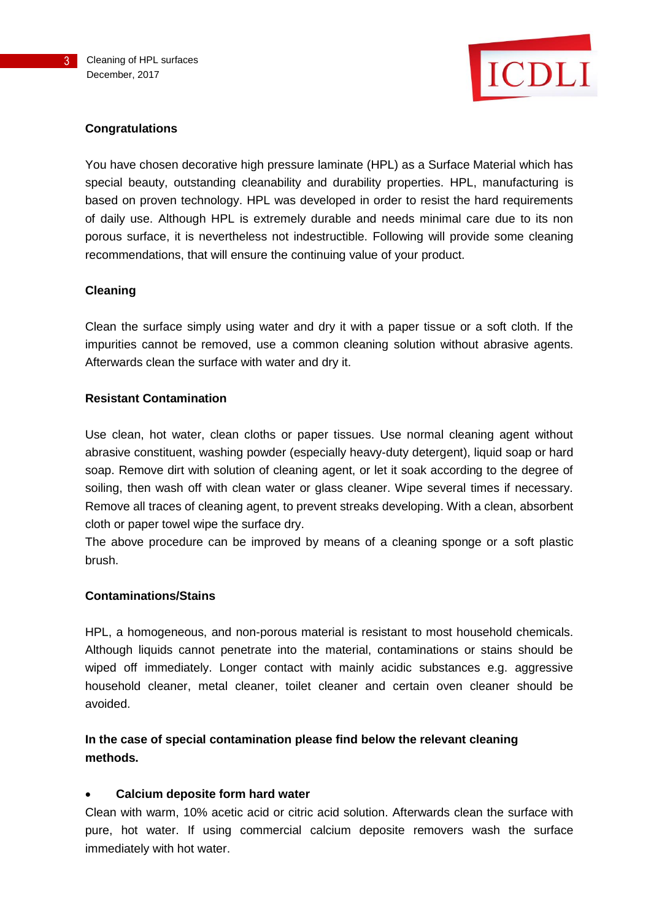**Congratulations**

You have chosen decorative high pressure laminate (HPL) as a Surface Material which has special beauty, outstanding cleanability and durability properties. HPL, manufacturing is based on proven technology. HPL was developed in order to resist the hard requirements of daily use. Although HPL is extremely durable and needs minimal care due to its non porous surface, it is nevertheless not indestructible. Following will provide some cleaning recommendations, that will ensure the continuing value of your product.

**Cleaning**

Clean the surface simply using water and dry it with a paper tissue or a soft cloth. If the impurities cannot be removed, use a common cleaning solution without abrasive agents. Afterwards clean the surface with water and dry it.

**Resistant Contamination**

Use clean, hot water, clean cloths or paper tissues. Use normal cleaning agent without abrasive constituent, washing powder (especially heavy-duty detergent), liquid soap or hard soap. Remove dirt with solution of cleaning agent, or let it soak according to the degree of soiling, then wash off with clean water or glass cleaner. Wipe several times if necessary. Remove all traces of cleaning agent, to prevent streaks developing. With a clean, absorbent cloth or paper towel wipe the surface dry.
The above procedure can be improved by means of a cleaning sponge or a soft plastic brush.

**Contaminations/Stains**

HPL, a homogeneous, and non-porous material is resistant to most household chemicals. Although liquids cannot penetrate into the material, contaminations or stains should be wiped off immediately. Longer contact with mainly acidic substances e.g. aggressive household cleaner, metal cleaner, toilet cleaner and certain oven cleaner should be avoided.

**In the case of special contamination please find below the relevant cleaning methods.**

- **Calcium deposite form hard water**

Clean with warm, 10% acetic acid or citric acid solution. Afterwards clean the surface with pure, hot water. If using commercial calcium deposite removers wash the surface immediately with hot water.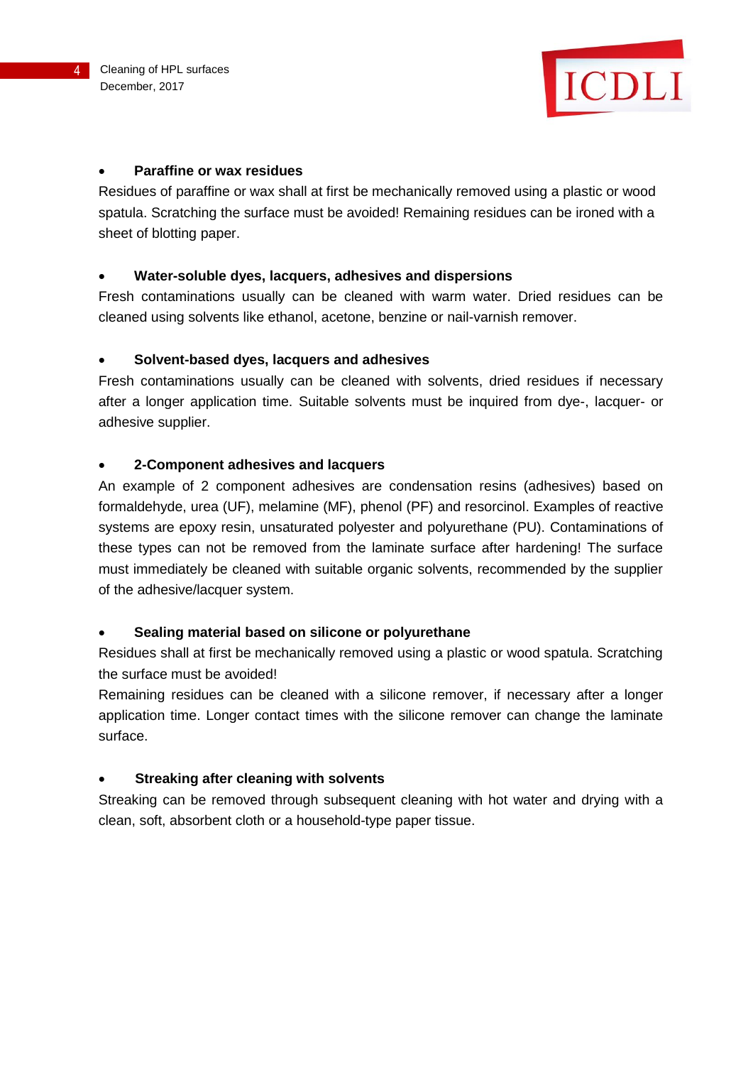- **Paraffine or wax residues**

Residues of paraffine or wax shall at first be mechanically removed using a plastic or wood spatula. Scratching the surface must be avoided! Remaining residues can be ironed with a sheet of blotting paper.

- **Water-soluble dyes, lacquers, adhesives and dispersions**

Fresh contaminations usually can be cleaned with warm water. Dried residues can be cleaned using solvents like ethanol, acetone, benzine or nail-varnish remover.

- **Solvent-based dyes, lacquers and adhesives**

Fresh contaminations usually can be cleaned with solvents, dried residues if necessary after a longer application time. Suitable solvents must be inquired from dye-, lacquer- or adhesive supplier.

- **2-Component adhesives and lacquers**

An example of 2 component adhesives are condensation resins (adhesives) based on formaldehyde, urea (UF), melamine (MF), phenol (PF) and resorcinol. Examples of reactive systems are epoxy resin, unsaturated polyester and polyurethane (PU). Contaminations of these types can not be removed from the laminate surface after hardening! The surface must immediately be cleaned with suitable organic solvents, recommended by the supplier of the adhesive/lacquer system.

- **Sealing material based on silicone or polyurethane**

Residues shall at first be mechanically removed using a plastic or wood spatula. Scratching the surface must be avoided!

Remaining residues can be cleaned with a silicone remover, if necessary after a longer application time. Longer contact times with the silicone remover can change the laminate surface.

- **Streaking after cleaning with solvents**

Streaking can be removed through subsequent cleaning with hot water and drying with a clean, soft, absorbent cloth or a household-type paper tissue.